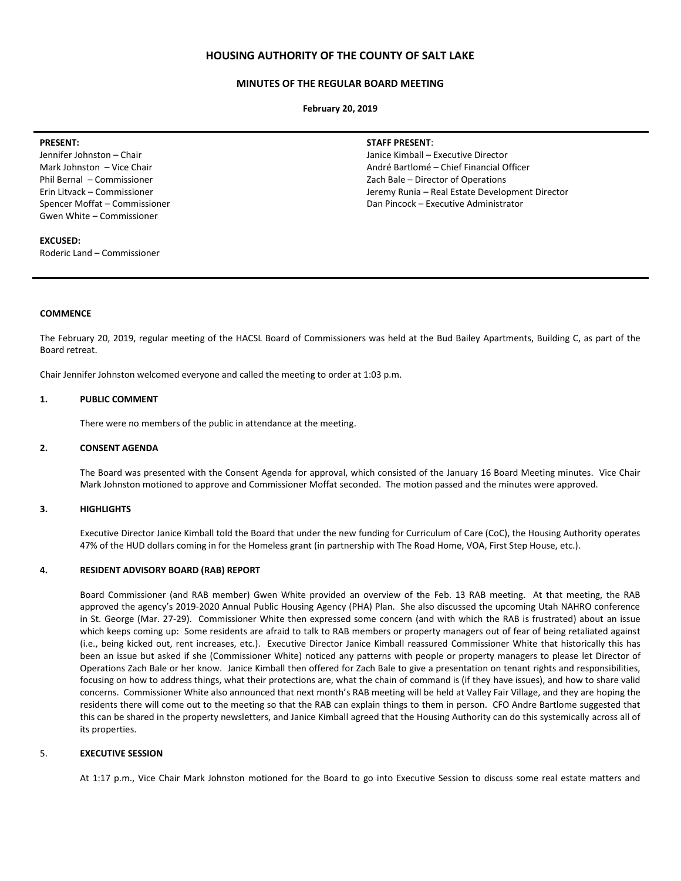# HOUSING AUTHORITY OF THE COUNTY OF SALT LAKE

## MINUTES OF THE REGULAR BOARD MEETING

**February 20, 2019**

**PRESENT:**
Jennifer Johnston – Chair
Mark Johnston – Vice Chair
Phil Bernal – Commissioner
Erin Litvack – Commissioner
Spencer Moffat – Commissioner
Gwen White – Commissioner

**EXCUSED:**
Roderic Land – Commissioner

**STAFF PRESENT:**
Janice Kimball – Executive Director
André Bartlomé – Chief Financial Officer
Zach Bale – Director of Operations
Jeremy Runia – Real Estate Development Director
Dan Pincock – Executive Administrator

### COMMENCE

The February 20, 2019, regular meeting of the HACSL Board of Commissioners was held at the Bud Bailey Apartments, Building C, as part of the Board retreat.

Chair Jennifer Johnston welcomed everyone and called the meeting to order at 1:03 p.m.

### 1. PUBLIC COMMENT

There were no members of the public in attendance at the meeting.

### 2. CONSENT AGENDA

The Board was presented with the Consent Agenda for approval, which consisted of the January 16 Board Meeting minutes. Vice Chair Mark Johnston motioned to approve and Commissioner Moffat seconded. The motion passed and the minutes were approved.

### 3. HIGHLIGHTS

Executive Director Janice Kimball told the Board that under the new funding for Curriculum of Care (CoC), the Housing Authority operates 47% of the HUD dollars coming in for the Homeless grant (in partnership with The Road Home, VOA, First Step House, etc.).

### 4. RESIDENT ADVISORY BOARD (RAB) REPORT

Board Commissioner (and RAB member) Gwen White provided an overview of the Feb. 13 RAB meeting. At that meeting, the RAB approved the agency's 2019-2020 Annual Public Housing Agency (PHA) Plan. She also discussed the upcoming Utah NAHRO conference in St. George (Mar. 27-29). Commissioner White then expressed some concern (and with which the RAB is frustrated) about an issue which keeps coming up: Some residents are afraid to talk to RAB members or property managers out of fear of being retaliated against (i.e., being kicked out, rent increases, etc.). Executive Director Janice Kimball reassured Commissioner White that historically this has been an issue but asked if she (Commissioner White) noticed any patterns with people or property managers to please let Director of Operations Zach Bale or her know. Janice Kimball then offered for Zach Bale to give a presentation on tenant rights and responsibilities, focusing on how to address things, what their protections are, what the chain of command is (if they have issues), and how to share valid concerns. Commissioner White also announced that next month's RAB meeting will be held at Valley Fair Village, and they are hoping the residents there will come out to the meeting so that the RAB can explain things to them in person. CFO Andre Bartlome suggested that this can be shared in the property newsletters, and Janice Kimball agreed that the Housing Authority can do this systemically across all of its properties.

### 5. EXECUTIVE SESSION

At 1:17 p.m., Vice Chair Mark Johnston motioned for the Board to go into Executive Session to discuss some real estate matters and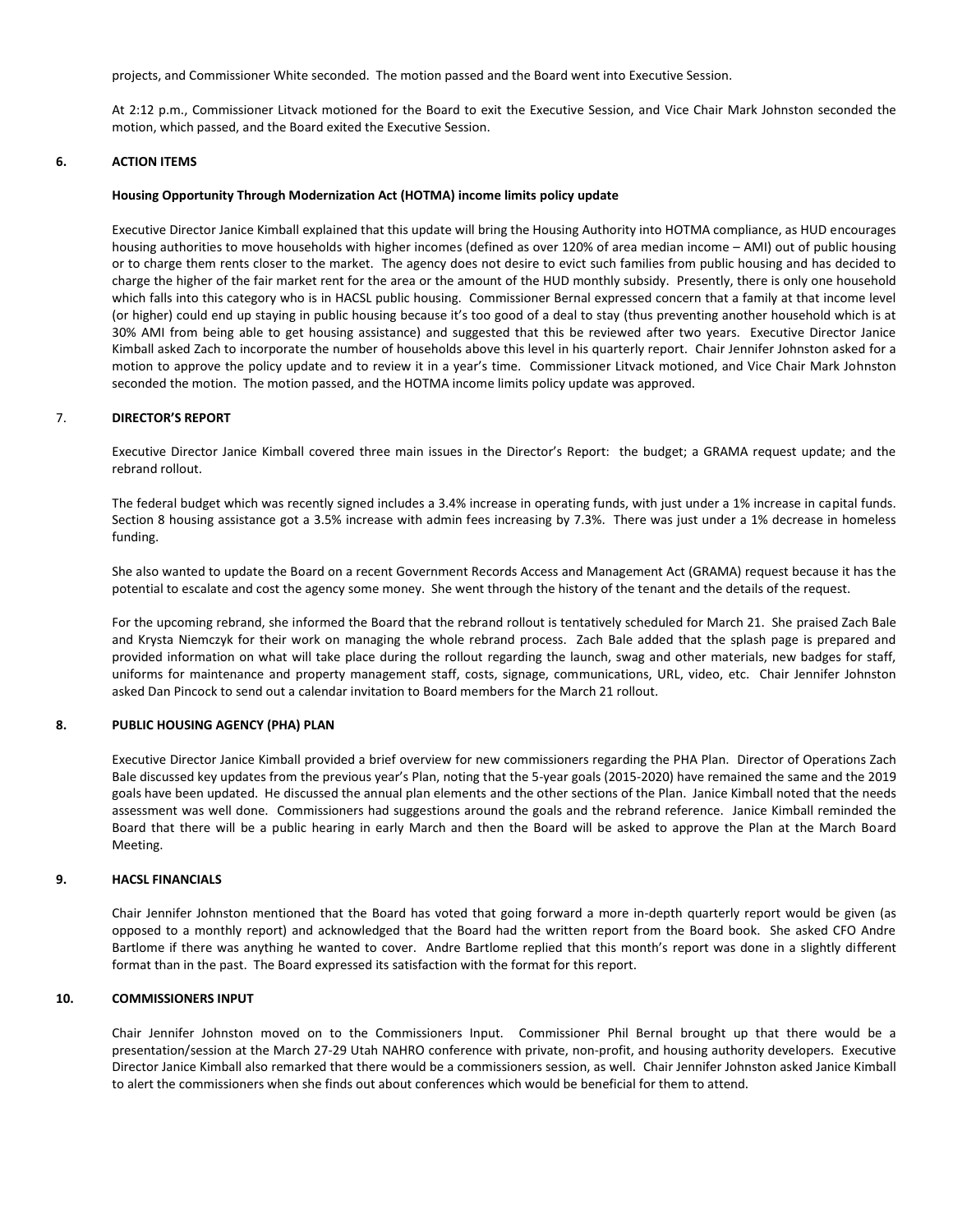projects, and Commissioner White seconded. The motion passed and the Board went into Executive Session.

At 2:12 p.m., Commissioner Litvack motioned for the Board to exit the Executive Session, and Vice Chair Mark Johnston seconded the motion, which passed, and the Board exited the Executive Session.

## 6. ACTION ITEMS

**Housing Opportunity Through Modernization Act (HOTMA) income limits policy update**

Executive Director Janice Kimball explained that this update will bring the Housing Authority into HOTMA compliance, as HUD encourages housing authorities to move households with higher incomes (defined as over 120% of area median income – AMI) out of public housing or to charge them rents closer to the market. The agency does not desire to evict such families from public housing and has decided to charge the higher of the fair market rent for the area or the amount of the HUD monthly subsidy. Presently, there is only one household which falls into this category who is in HACSL public housing. Commissioner Bernal expressed concern that a family at that income level (or higher) could end up staying in public housing because it's too good of a deal to stay (thus preventing another household which is at 30% AMI from being able to get housing assistance) and suggested that this be reviewed after two years. Executive Director Janice Kimball asked Zach to incorporate the number of households above this level in his quarterly report. Chair Jennifer Johnston asked for a motion to approve the policy update and to review it in a year's time. Commissioner Litvack motioned, and Vice Chair Mark Johnston seconded the motion. The motion passed, and the HOTMA income limits policy update was approved.

## 7. DIRECTOR'S REPORT

Executive Director Janice Kimball covered three main issues in the Director's Report: the budget; a GRAMA request update; and the rebrand rollout.

The federal budget which was recently signed includes a 3.4% increase in operating funds, with just under a 1% increase in capital funds. Section 8 housing assistance got a 3.5% increase with admin fees increasing by 7.3%. There was just under a 1% decrease in homeless funding.

She also wanted to update the Board on a recent Government Records Access and Management Act (GRAMA) request because it has the potential to escalate and cost the agency some money. She went through the history of the tenant and the details of the request.

For the upcoming rebrand, she informed the Board that the rebrand rollout is tentatively scheduled for March 21. She praised Zach Bale and Krysta Niemczyk for their work on managing the whole rebrand process. Zach Bale added that the splash page is prepared and provided information on what will take place during the rollout regarding the launch, swag and other materials, new badges for staff, uniforms for maintenance and property management staff, costs, signage, communications, URL, video, etc. Chair Jennifer Johnston asked Dan Pincock to send out a calendar invitation to Board members for the March 21 rollout.

## 8. PUBLIC HOUSING AGENCY (PHA) PLAN

Executive Director Janice Kimball provided a brief overview for new commissioners regarding the PHA Plan. Director of Operations Zach Bale discussed key updates from the previous year's Plan, noting that the 5-year goals (2015-2020) have remained the same and the 2019 goals have been updated. He discussed the annual plan elements and the other sections of the Plan. Janice Kimball noted that the needs assessment was well done. Commissioners had suggestions around the goals and the rebrand reference. Janice Kimball reminded the Board that there will be a public hearing in early March and then the Board will be asked to approve the Plan at the March Board Meeting.

## 9. HACSL FINANCIALS

Chair Jennifer Johnston mentioned that the Board has voted that going forward a more in-depth quarterly report would be given (as opposed to a monthly report) and acknowledged that the Board had the written report from the Board book. She asked CFO Andre Bartlome if there was anything he wanted to cover. Andre Bartlome replied that this month's report was done in a slightly different format than in the past. The Board expressed its satisfaction with the format for this report.

## 10. COMMISSIONERS INPUT

Chair Jennifer Johnston moved on to the Commissioners Input. Commissioner Phil Bernal brought up that there would be a presentation/session at the March 27-29 Utah NAHRO conference with private, non-profit, and housing authority developers. Executive Director Janice Kimball also remarked that there would be a commissioners session, as well. Chair Jennifer Johnston asked Janice Kimball to alert the commissioners when she finds out about conferences which would be beneficial for them to attend.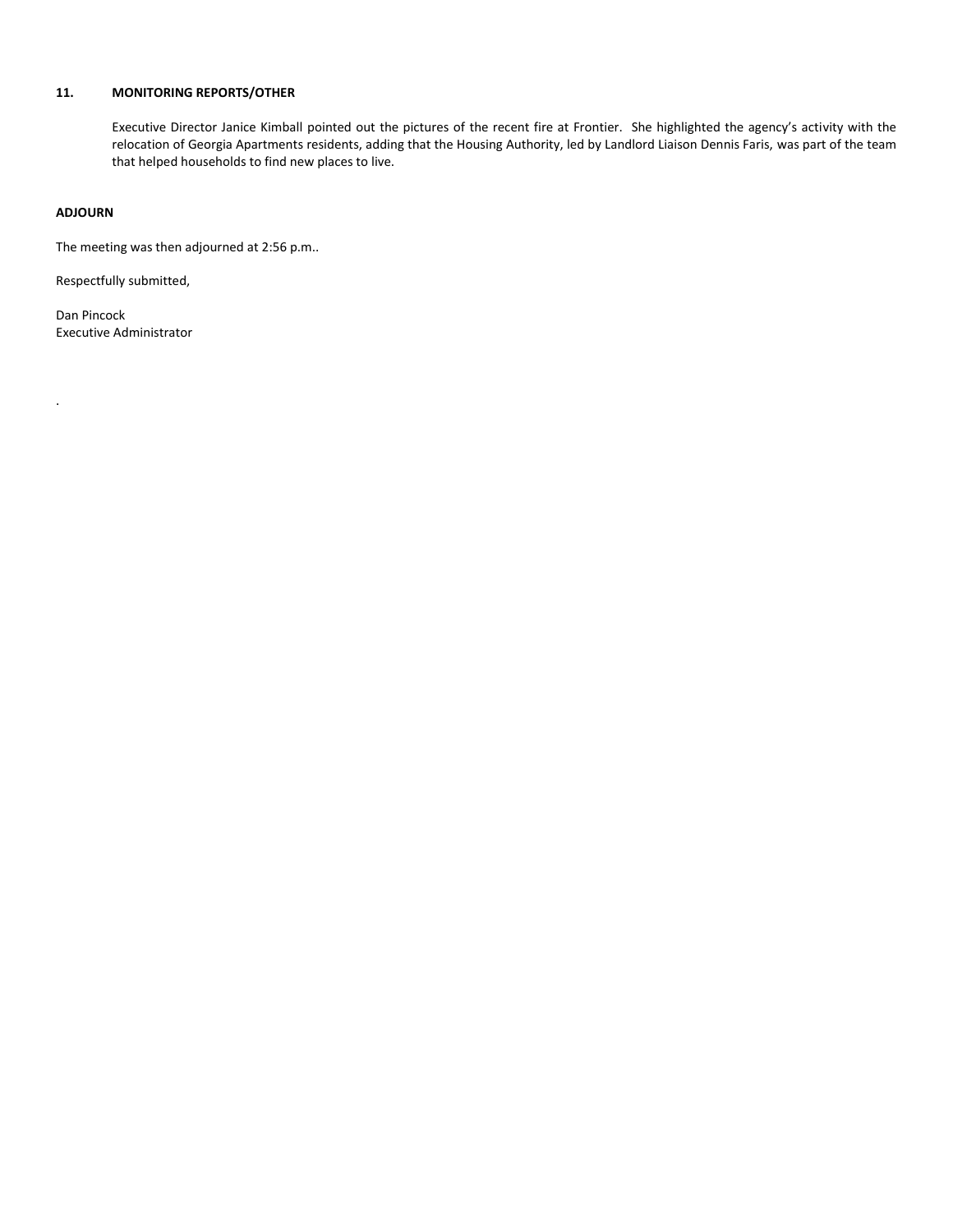## 11. MONITORING REPORTS/OTHER

Executive Director Janice Kimball pointed out the pictures of the recent fire at Frontier. She highlighted the agency's activity with the relocation of Georgia Apartments residents, adding that the Housing Authority, led by Landlord Liaison Dennis Faris, was part of the team that helped households to find new places to live.

**ADJOURN**

The meeting was then adjourned at 2:56 p.m..

Respectfully submitted,

Dan Pincock
Executive Administrator

.